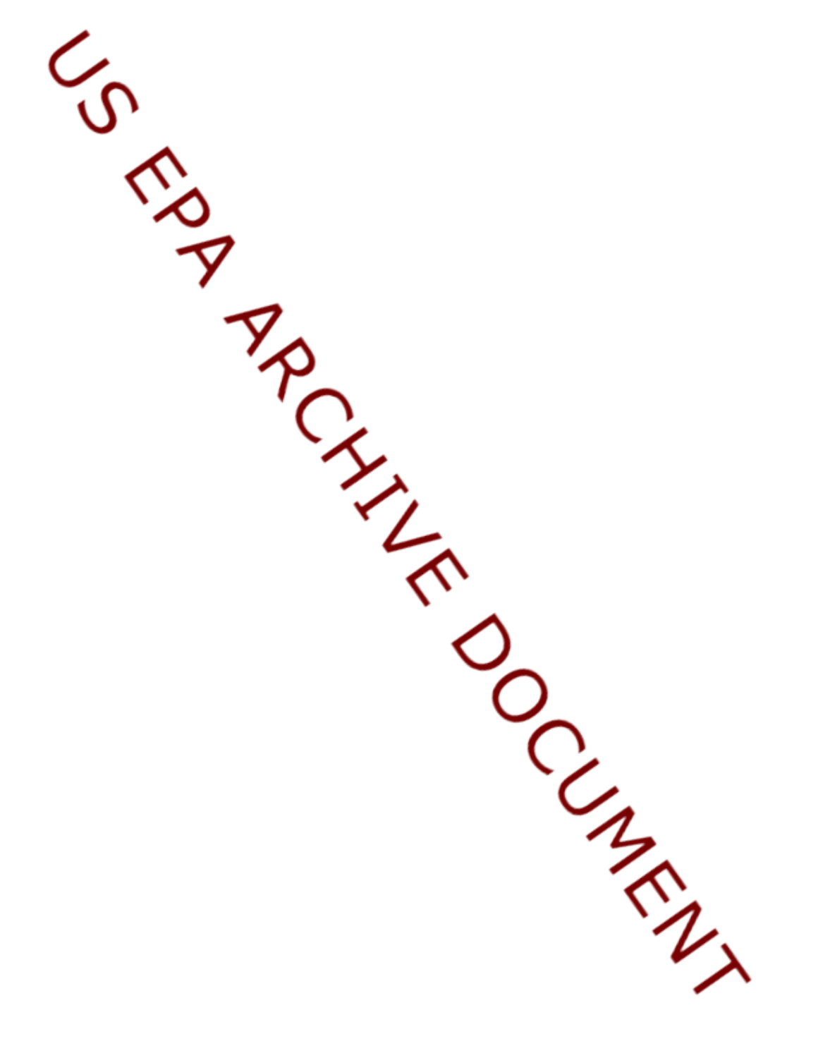US EPA ARCHIVE DOCUMENT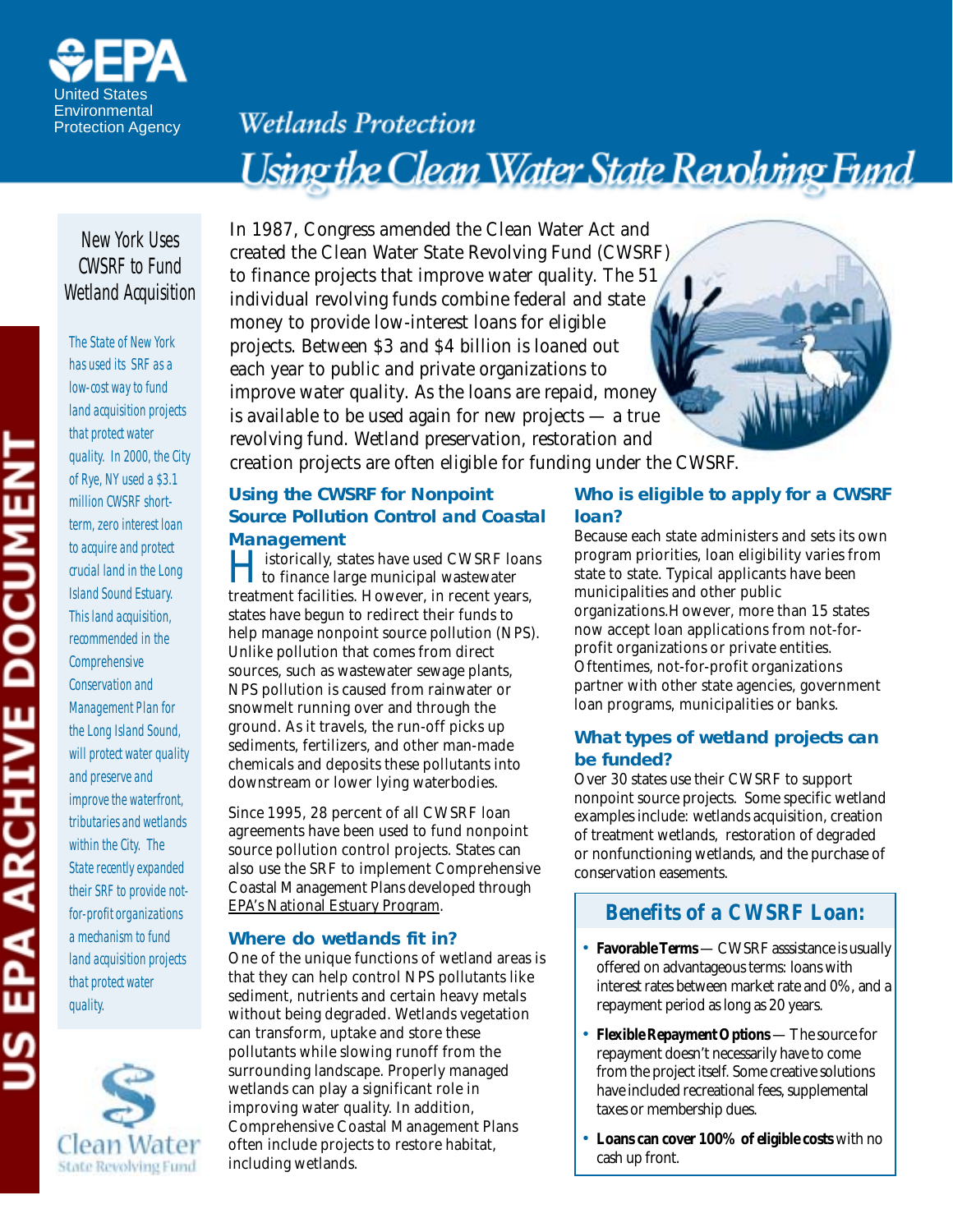United States Environmental Protection Agency

# Wetlands Protection

## Using the Clean Water State Revolving Fund

### New York Uses CWSRF to Fund Wetland Acquisition

The State of New York has used its SRF as a low-cost way to fund land acquisition projects that protect water quality. In 2000, the City of Rye, NY used a $3.1 million CWSRF short-term, zero interest loan to acquire and protect crucial land in the Long Island Sound Estuary. This land acquisition, recommended in the Comprehensive Conservation and Management Plan for the Long Island Sound, will protect water quality and preserve and improve the waterfront, tributaries and wetlands within the City. The State recently expanded their SRF to provide not-for-profit organizations a mechanism to fund land acquisition projects that protect water quality.

Clean Water State Revolving Fund

US EPA ARCHIVE DOCUMENT

In 1987, Congress amended the Clean Water Act and created the Clean Water State Revolving Fund (CWSRF) to finance projects that improve water quality. The 51 individual revolving funds combine federal and state money to provide low-interest loans for eligible projects. Between $3 and $4 billion is loaned out each year to public and private organizations to improve water quality. As the loans are repaid, money is available to be used again for new projects — a true revolving fund. Wetland preservation, restoration and creation projects are often eligible for funding under the CWSRF.

### Using the CWSRF for Nonpoint Source Pollution Control and Coastal Management

Historically, states have used CWSRF loans to finance large municipal wastewater treatment facilities. However, in recent years, states have begun to redirect their funds to help manage nonpoint source pollution (NPS). Unlike pollution that comes from direct sources, such as wastewater sewage plants, NPS pollution is caused from rainwater or snowmelt running over and through the ground. As it travels, the run-off picks up sediments, fertilizers, and other man-made chemicals and deposits these pollutants into downstream or lower lying waterbodies.

Since 1995, 28 percent of all CWSRF loan agreements have been used to fund nonpoint source pollution control projects. States can also use the SRF to implement Comprehensive Coastal Management Plans developed through EPA's National Estuary Program.

### Where do wetlands fit in?

One of the unique functions of wetland areas is that they can help control NPS pollutants like sediment, nutrients and certain heavy metals without being degraded. Wetlands vegetation can transform, uptake and store these pollutants while slowing runoff from the surrounding landscape. Properly managed wetlands can play a significant role in improving water quality. In addition, Comprehensive Coastal Management Plans often include projects to restore habitat, including wetlands.

### Who is eligible to apply for a CWSRF loan?

Because each state administers and sets its own program priorities, loan eligibility varies from state to state. Typical applicants have been municipalities and other public organizations.However, more than 15 states now accept loan applications from not-for-profit organizations or private entities. Oftentimes, not-for-profit organizations partner with other state agencies, government loan programs, municipalities or banks.

### What types of wetland projects can be funded?

Over 30 states use their CWSRF to support nonpoint source projects. Some specific wetland examples include: wetlands acquisition, creation of treatment wetlands, restoration of degraded or nonfunctioning wetlands, and the purchase of conservation easements.

### Benefits of a CWSRF Loan:

- **Favorable Terms** — CWSRF asssistance is usually offered on advantageous terms: loans with interest rates between market rate and 0%, and a repayment period as long as 20 years.
- **Flexible Repayment Options** — The source for repayment doesn't necessarily have to come from the project itself. Some creative solutions have included recreational fees, supplemental taxes or membership dues.
- **Loans can cover 100% of eligible costs** with no cash up front.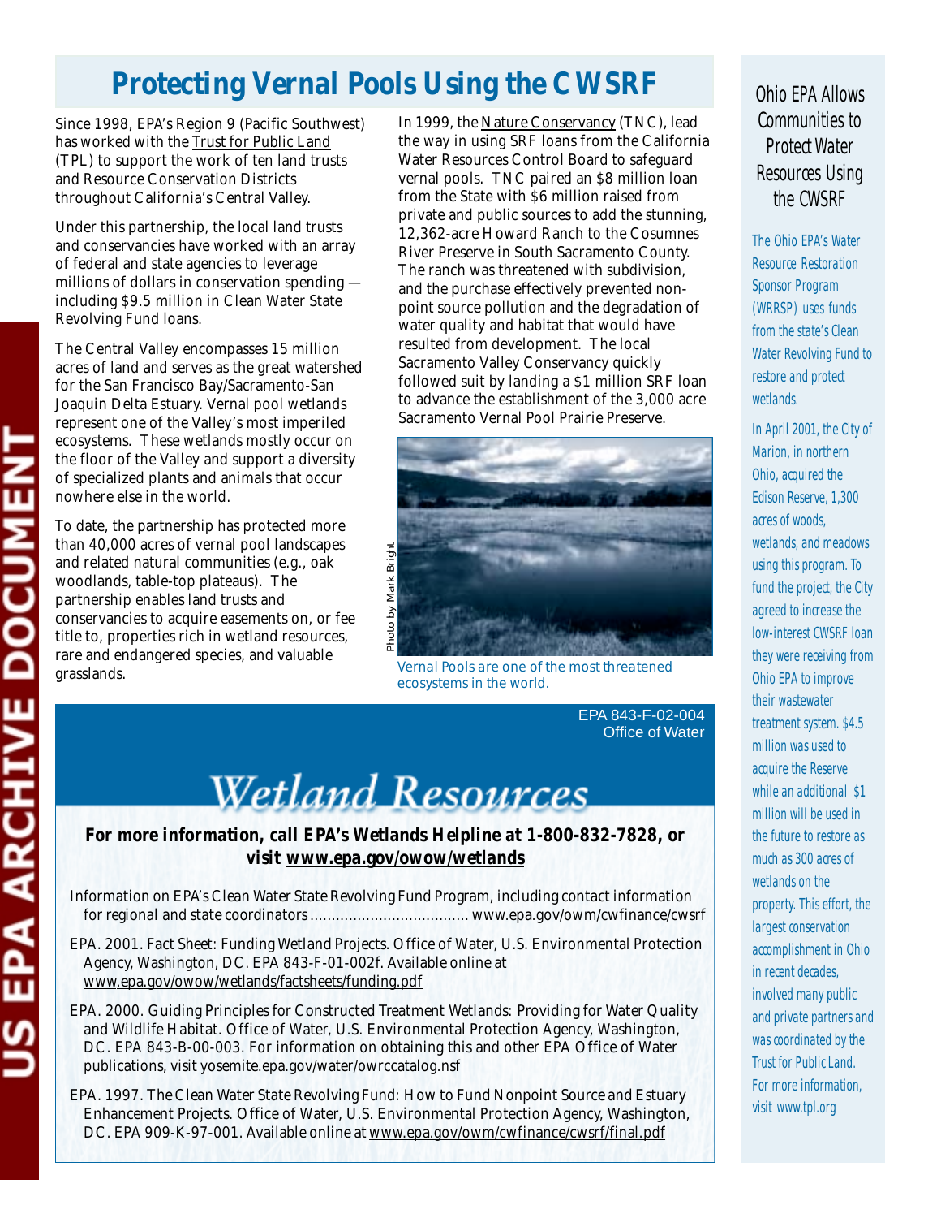# Protecting Vernal Pools Using the CWSRF

Since 1998, EPA's Region 9 (Pacific Southwest) has worked with the Trust for Public Land (TPL) to support the work of ten land trusts and Resource Conservation Districts throughout California's Central Valley.

Under this partnership, the local land trusts and conservancies have worked with an array of federal and state agencies to leverage millions of dollars in conservation spending — including $9.5 million in Clean Water State Revolving Fund loans.

The Central Valley encompasses 15 million acres of land and serves as the great watershed for the San Francisco Bay/Sacramento-San Joaquin Delta Estuary. Vernal pool wetlands represent one of the Valley's most imperiled ecosystems. These wetlands mostly occur on the floor of the Valley and support a diversity of specialized plants and animals that occur nowhere else in the world.

To date, the partnership has protected more than 40,000 acres of vernal pool landscapes and related natural communities (e.g., oak woodlands, table-top plateaus). The partnership enables land trusts and conservancies to acquire easements on, or fee title to, properties rich in wetland resources, rare and endangered species, and valuable grasslands.

In 1999, the Nature Conservancy (TNC), lead the way in using SRF loans from the California Water Resources Control Board to safeguard vernal pools. TNC paired an $8 million loan from the State with $6 million raised from private and public sources to add the stunning, 12,362-acre Howard Ranch to the Cosumnes River Preserve in South Sacramento County. The ranch was threatened with subdivision, and the purchase effectively prevented non-point source pollution and the degradation of water quality and habitat that would have resulted from development. The local Sacramento Valley Conservancy quickly followed suit by landing a $1 million SRF loan to advance the establishment of the 3,000 acre Sacramento Vernal Pool Prairie Preserve.

Photo by Mark Bright

Vernal Pools are one of the most threatened ecosystems in the world.

## Ohio EPA Allows Communities to Protect Water Resources Using the CWSRF

The Ohio EPA's Water Resource Restoration Sponsor Program (WRRSP) uses funds from the state's Clean Water Revolving Fund to restore and protect wetlands.

In April 2001, the City of Marion, in northern Ohio, acquired the Edison Reserve, 1,300 acres of woods, wetlands, and meadows using this program. To fund the project, the City agreed to increase the low-interest CWSRF loan they were receiving from Ohio EPA to improve their wastewater treatment system. $4.5 million was used to acquire the Reserve while an additional $1 million will be used in the future to restore as much as 300 acres of wetlands on the property. This effort, the largest conservation accomplishment in Ohio in recent decades, involved many public and private partners and was coordinated by the Trust for Public Land. For more information, visit www.tpl.org

EPA 843-F-02-004
Office of Water

# *Wetland Resources*

**For more information, call EPA's Wetlands Helpline at 1-800-832-7828, or visit www.epa.gov/owow/wetlands**

Information on EPA's Clean Water State Revolving Fund Program, including contact information for regional and state coordinators .................................... www.epa.gov/owm/cwfinance/cwsrf

EPA. 2001. Fact Sheet: Funding Wetland Projects. Office of Water, U.S. Environmental Protection Agency, Washington, DC. EPA 843-F-01-002f. Available online at www.epa.gov/owow/wetlands/factsheets/funding.pdf

EPA. 2000. Guiding Principles for Constructed Treatment Wetlands: Providing for Water Quality and Wildlife Habitat. Office of Water, U.S. Environmental Protection Agency, Washington, DC. EPA 843-B-00-003. For information on obtaining this and other EPA Office of Water publications, visit yosemite.epa.gov/water/owrccatalog.nsf

EPA. 1997. The Clean Water State Revolving Fund: How to Fund Nonpoint Source and Estuary Enhancement Projects. Office of Water, U.S. Environmental Protection Agency, Washington, DC. EPA 909-K-97-001. Available online at www.epa.gov/owm/cwfinance/cwsrf/final.pdf